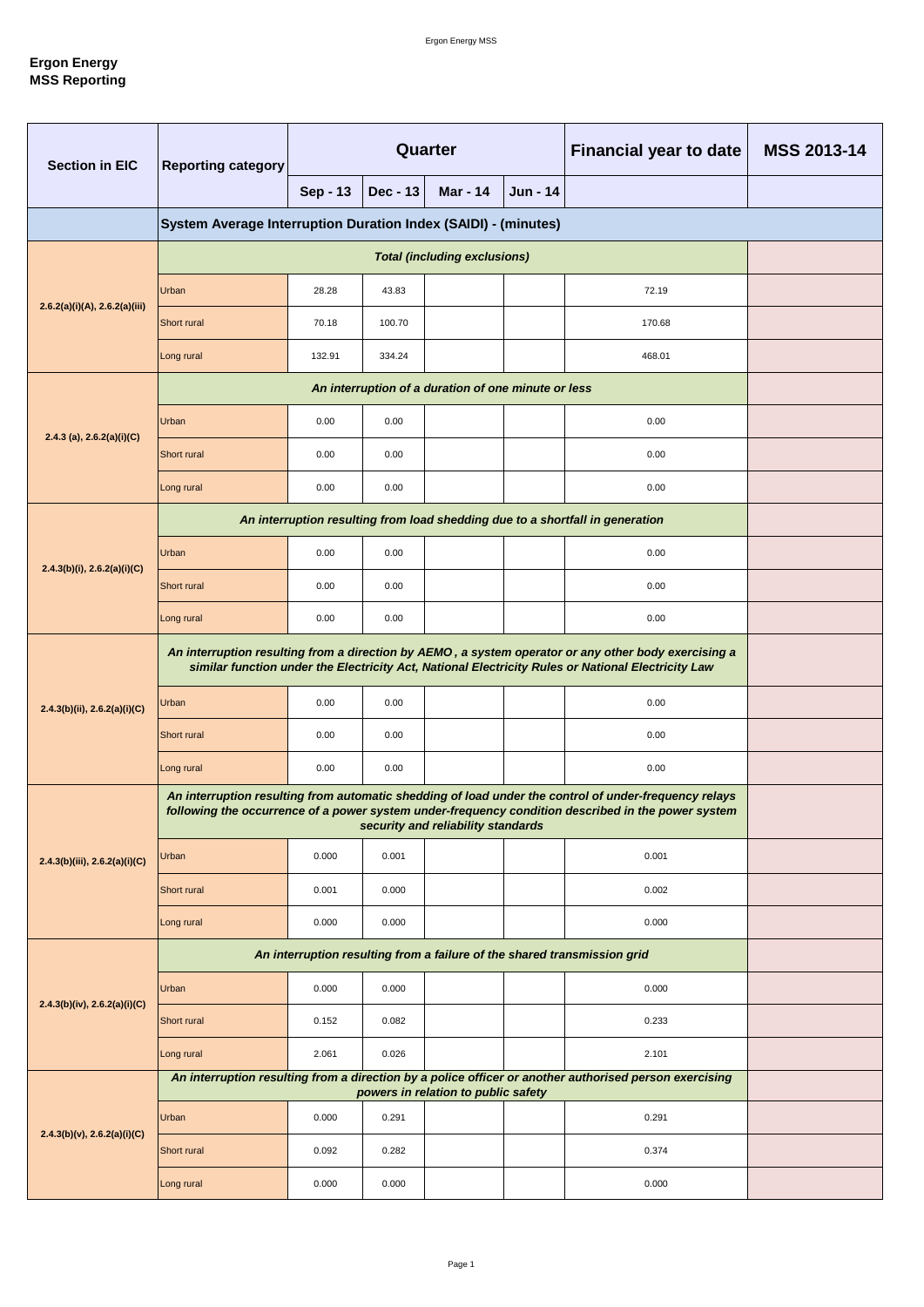**Ergon Energy**
**MSS Reporting**

| Section in EIC | Reporting category | Quarter | | | | Financial year to date | MSS 2013-14 |
|---|---|---|---|---|---|---|---|
| | | Sep - 13 | Dec - 13 | Mar - 14 | Jun - 14 | | |
| | **System Average Interruption Duration Index (SAIDI) - (minutes)** | | | | | | |
| 2.6.2(a)(i)(A), 2.6.2(a)(iii) | ***Total (including exclusions)*** | | | | | | |
| | Urban | 28.28 | 43.83 | | | 72.19 | |
| | Short rural | 70.18 | 100.70 | | | 170.68 | |
| | Long rural | 132.91 | 334.24 | | | 468.01 | |
| 2.4.3 (a), 2.6.2(a)(i)(C) | ***An interruption of a duration of one minute or less*** | | | | | | |
| | Urban | 0.00 | 0.00 | | | 0.00 | |
| | Short rural | 0.00 | 0.00 | | | 0.00 | |
| | Long rural | 0.00 | 0.00 | | | 0.00 | |
| 2.4.3(b)(i), 2.6.2(a)(i)(C) | ***An interruption resulting from load shedding due to a shortfall in generation*** | | | | | | |
| | Urban | 0.00 | 0.00 | | | 0.00 | |
| | Short rural | 0.00 | 0.00 | | | 0.00 | |
| | Long rural | 0.00 | 0.00 | | | 0.00 | |
| 2.4.3(b)(ii), 2.6.2(a)(i)(C) | ***An interruption resulting from a direction by AEMO , a system operator or any other body exercising a similar function under the Electricity Act, National Electricity Rules or National Electricity Law*** | | | | | | |
| | Urban | 0.00 | 0.00 | | | 0.00 | |
| | Short rural | 0.00 | 0.00 | | | 0.00 | |
| | Long rural | 0.00 | 0.00 | | | 0.00 | |
| 2.4.3(b)(iii), 2.6.2(a)(i)(C) | ***An interruption resulting from automatic shedding of load under the control of under-frequency relays following the occurrence of a power system under-frequency condition described in the power system security and reliability standards*** | | | | | | |
| | Urban | 0.000 | 0.001 | | | 0.001 | |
| | Short rural | 0.001 | 0.000 | | | 0.002 | |
| | Long rural | 0.000 | 0.000 | | | 0.000 | |
| 2.4.3(b)(iv), 2.6.2(a)(i)(C) | ***An interruption resulting from a failure of the shared transmission grid*** | | | | | | |
| | Urban | 0.000 | 0.000 | | | 0.000 | |
| | Short rural | 0.152 | 0.082 | | | 0.233 | |
| | Long rural | 2.061 | 0.026 | | | 2.101 | |
| 2.4.3(b)(v), 2.6.2(a)(i)(C) | ***An interruption resulting from a direction by a police officer or another authorised person exercising powers in relation to public safety*** | | | | | | |
| | Urban | 0.000 | 0.291 | | | 0.291 | |
| | Short rural | 0.092 | 0.282 | | | 0.374 | |
| | Long rural | 0.000 | 0.000 | | | 0.000 | |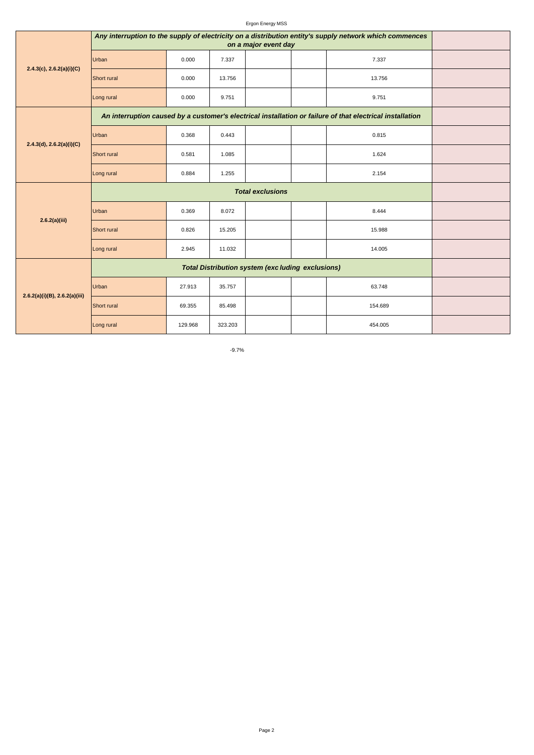| | | | | | | | |
|---|---|---|---|---|---|---|---|
| 2.4.3(c), 2.6.2(a)(i)(C) | ***Any interruption to the supply of electricity on a distribution entity's supply network which commences on a major event day*** | | | | | | |
| | Urban | 0.000 | 7.337 | | | 7.337 | |
| | Short rural | 0.000 | 13.756 | | | 13.756 | |
| | Long rural | 0.000 | 9.751 | | | 9.751 | |
| 2.4.3(d), 2.6.2(a)(i)(C) | ***An interruption caused by a customer's electrical installation or failure of that electrical installation*** | | | | | | |
| | Urban | 0.368 | 0.443 | | | 0.815 | |
| | Short rural | 0.581 | 1.085 | | | 1.624 | |
| | Long rural | 0.884 | 1.255 | | | 2.154 | |
| 2.6.2(a)(iii) | ***Total exclusions*** | | | | | | |
| | Urban | 0.369 | 8.072 | | | 8.444 | |
| | Short rural | 0.826 | 15.205 | | | 15.988 | |
| | Long rural | 2.945 | 11.032 | | | 14.005 | |
| 2.6.2(a)(i)(B), 2.6.2(a)(iii) | ***Total Distribution system (exc luding exclusions)*** | | | | | | |
| | Urban | 27.913 | 35.757 | | | 63.748 | |
| | Short rural | 69.355 | 85.498 | | | 154.689 | |
| | Long rural | 129.968 | 323.203 | | | 454.005 | |

-9.7%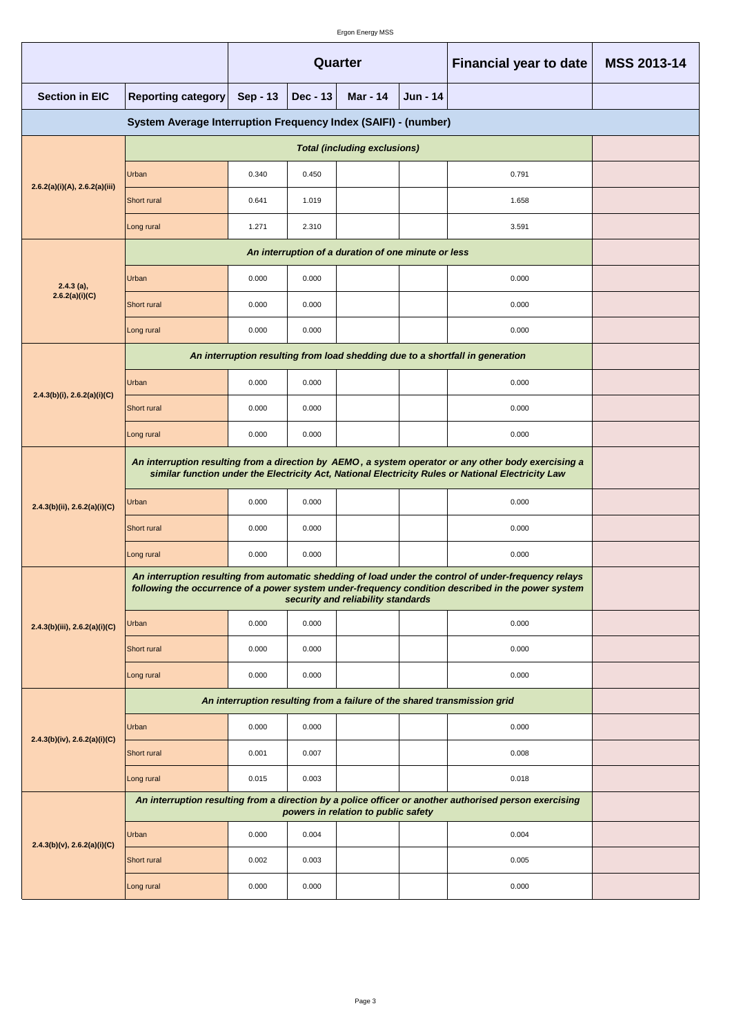| | | Quarter | | | | Financial year to date | MSS 2013-14 |
|---|---|---|---|---|---|---|---|
| **Section in EIC** | **Reporting category** | **Sep - 13** | **Dec - 13** | **Mar - 14** | **Jun - 14** | | |
| **System Average Interruption Frequency Index (SAIFI) - (number)** | | | | | | | |
| 2.6.2(a)(i)(A), 2.6.2(a)(iii) | ***Total (including exclusions)*** | | | | | | |
| | Urban | 0.340 | 0.450 | | | 0.791 | |
| | Short rural | 0.641 | 1.019 | | | 1.658 | |
| | Long rural | 1.271 | 2.310 | | | 3.591 | |
| 2.4.3 (a), 2.6.2(a)(i)(C) | ***An interruption of a duration of one minute or less*** | | | | | | |
| | Urban | 0.000 | 0.000 | | | 0.000 | |
| | Short rural | 0.000 | 0.000 | | | 0.000 | |
| | Long rural | 0.000 | 0.000 | | | 0.000 | |
| 2.4.3(b)(i), 2.6.2(a)(i)(C) | ***An interruption resulting from load shedding due to a shortfall in generation*** | | | | | | |
| | Urban | 0.000 | 0.000 | | | 0.000 | |
| | Short rural | 0.000 | 0.000 | | | 0.000 | |
| | Long rural | 0.000 | 0.000 | | | 0.000 | |
| 2.4.3(b)(ii), 2.6.2(a)(i)(C) | ***An interruption resulting from a direction by AEMO, a system operator or any other body exercising a similar function under the Electricity Act, National Electricity Rules or National Electricity Law*** | | | | | | |
| | Urban | 0.000 | 0.000 | | | 0.000 | |
| | Short rural | 0.000 | 0.000 | | | 0.000 | |
| | Long rural | 0.000 | 0.000 | | | 0.000 | |
| 2.4.3(b)(iii), 2.6.2(a)(i)(C) | ***An interruption resulting from automatic shedding of load under the control of under-frequency relays following the occurrence of a power system under-frequency condition described in the power system security and reliability standards*** | | | | | | |
| | Urban | 0.000 | 0.000 | | | 0.000 | |
| | Short rural | 0.000 | 0.000 | | | 0.000 | |
| | Long rural | 0.000 | 0.000 | | | 0.000 | |
| 2.4.3(b)(iv), 2.6.2(a)(i)(C) | ***An interruption resulting from a failure of the shared transmission grid*** | | | | | | |
| | Urban | 0.000 | 0.000 | | | 0.000 | |
| | Short rural | 0.001 | 0.007 | | | 0.008 | |
| | Long rural | 0.015 | 0.003 | | | 0.018 | |
| 2.4.3(b)(v), 2.6.2(a)(i)(C) | ***An interruption resulting from a direction by a police officer or another authorised person exercising powers in relation to public safety*** | | | | | | |
| | Urban | 0.000 | 0.004 | | | 0.004 | |
| | Short rural | 0.002 | 0.003 | | | 0.005 | |
| | Long rural | 0.000 | 0.000 | | | 0.000 | |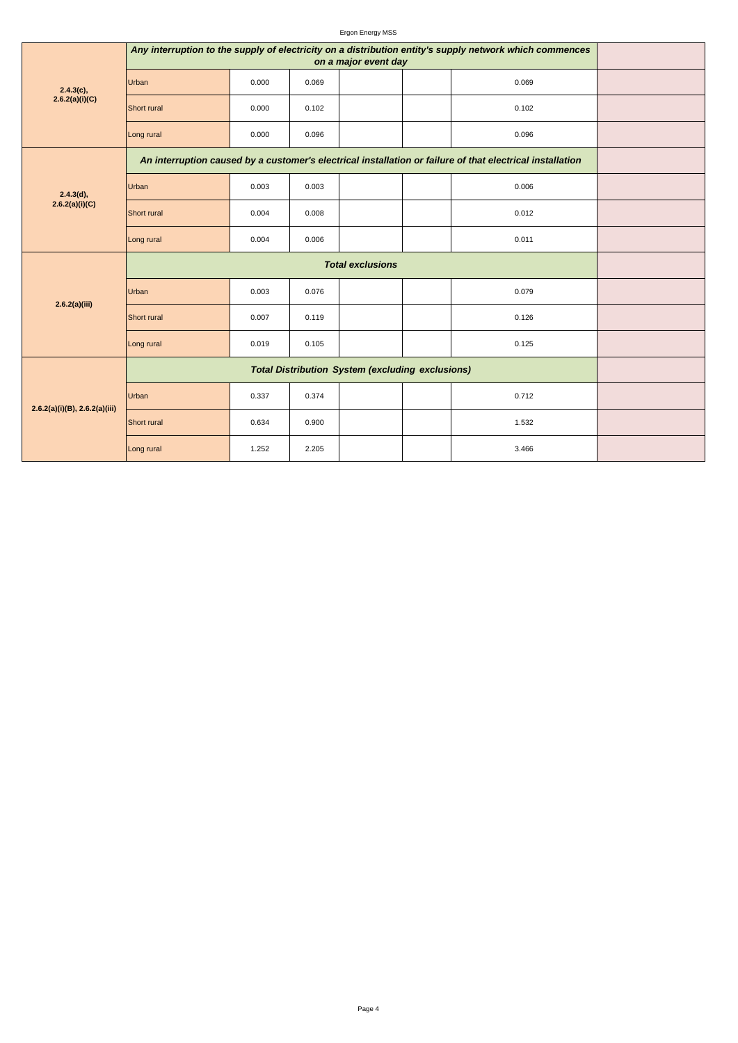| | | | | | | | |
|---|---|---|---|---|---|---|---|
| 2.4.3(c), 2.6.2(a)(i)(C) | ***Any interruption to the supply of electricity on a distribution entity's supply network which commences on a major event day*** | | | | | | |
| | Urban | 0.000 | 0.069 | | | 0.069 | |
| | Short rural | 0.000 | 0.102 | | | 0.102 | |
| | Long rural | 0.000 | 0.096 | | | 0.096 | |
| 2.4.3(d), 2.6.2(a)(i)(C) | ***An interruption caused by a customer's electrical installation or failure of that electrical installation*** | | | | | | |
| | Urban | 0.003 | 0.003 | | | 0.006 | |
| | Short rural | 0.004 | 0.008 | | | 0.012 | |
| | Long rural | 0.004 | 0.006 | | | 0.011 | |
| 2.6.2(a)(iii) | ***Total exclusions*** | | | | | | |
| | Urban | 0.003 | 0.076 | | | 0.079 | |
| | Short rural | 0.007 | 0.119 | | | 0.126 | |
| | Long rural | 0.019 | 0.105 | | | 0.125 | |
| 2.6.2(a)(i)(B), 2.6.2(a)(iii) | ***Total Distribution System (excluding exclusions)*** | | | | | | |
| | Urban | 0.337 | 0.374 | | | 0.712 | |
| | Short rural | 0.634 | 0.900 | | | 1.532 | |
| | Long rural | 1.252 | 2.205 | | | 3.466 | |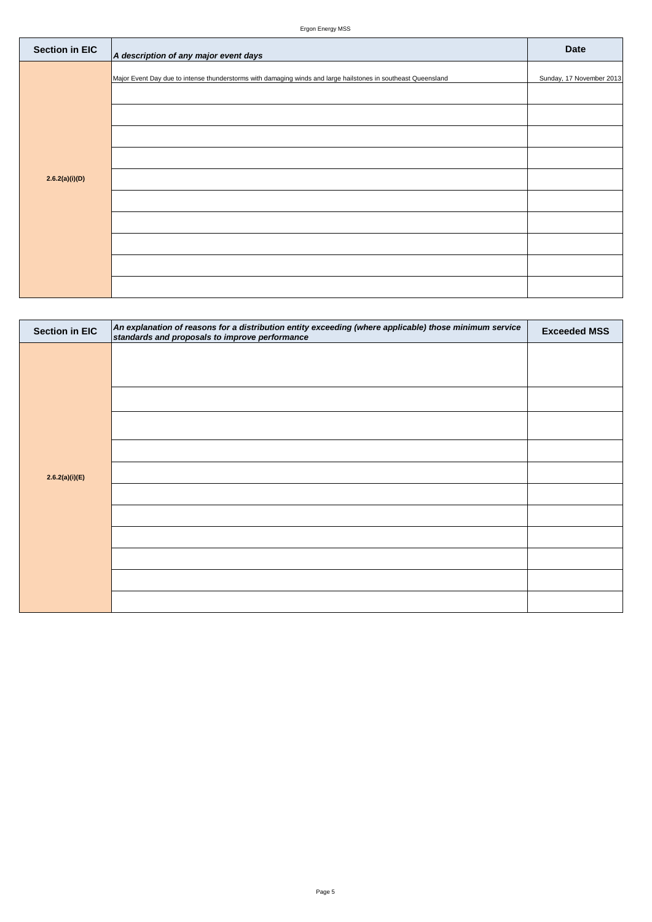| Section in EIC | *A description of any major event days* | Date |
|---|---|---|
| 2.6.2(a)(i)(D) | Major Event Day due to intense thunderstorms with damaging winds and large hailstones in southeast Queensland | Sunday, 17 November 2013 |
| | | |
| | | |
| | | |
| | | |
| | | |
| | | |
| | | |
| | | |
| | | |
| | | |

| Section in EIC | *An explanation of reasons for a distribution entity exceeding (where applicable) those minimum service standards and proposals to improve performance* | Exceeded MSS |
|---|---|---|
| 2.6.2(a)(i)(E) | | |
| | | |
| | | |
| | | |
| | | |
| | | |
| | | |
| | | |
| | | |
| | | |
| | | |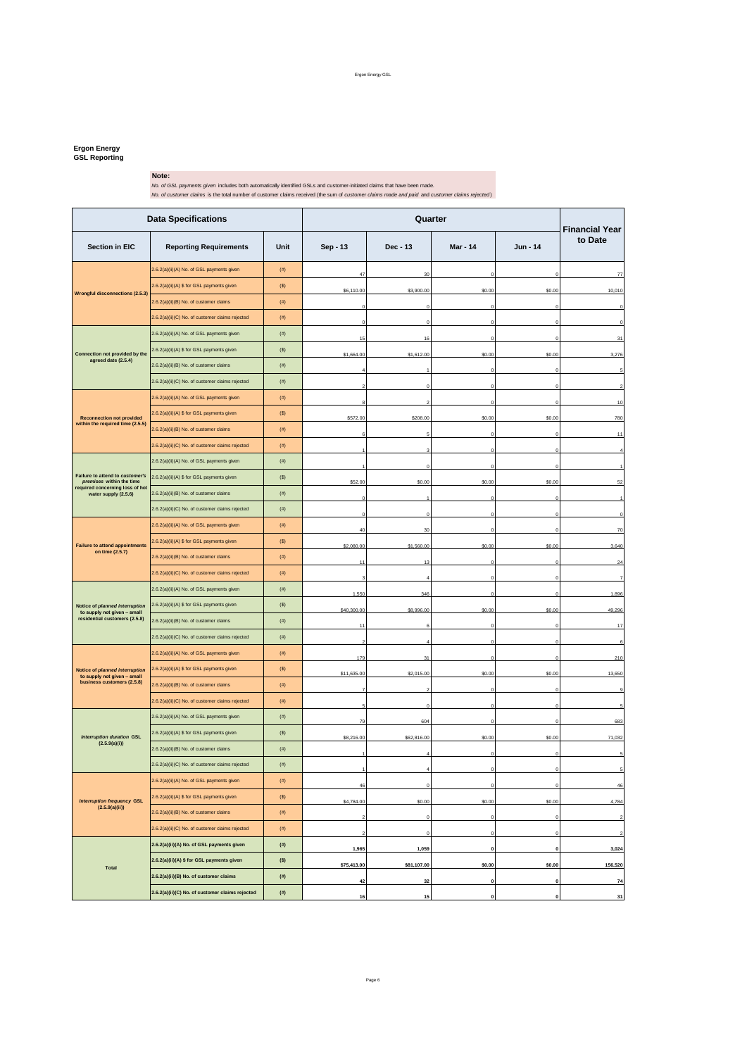# Ergon Energy
## GSL Reporting

**Note:**

*No. of GSL payments given* includes both automatically identified GSLs and customer-initiated claims that have been made.
*No. of customer claims* is the total number of customer claims received (the sum of *customer claims made and paid* and *customer claims rejected*)

| Data Specifications | | | Quarter | | | | Financial Year to Date |
|---|---|---|---|---|---|---|---|
| Section in EIC | Reporting Requirements | Unit | Sep - 13 | Dec - 13 | Mar - 14 | Jun - 14 | |
| Wrongful disconnections (2.5.3) | 2.6.2(a)(ii)(A) No. of GSL payments given | (#) | 47 | 30 | 0 | 0 | 77 |
| | 2.6.2(a)(ii)(A) $ for GSL payments given | ($) | $6,110.00 | $3,900.00 | $0.00 | $0.00 | 10,010 |
| | 2.6.2(a)(ii)(B) No. of customer claims | (#) | 0 | 0 | 0 | 0 | 0 |
| | 2.6.2(a)(ii)(C) No. of customer claims rejected | (#) | 0 | 0 | 0 | 0 | 0 |
| Connection not provided by the agreed date (2.5.4) | 2.6.2(a)(ii)(A) No. of GSL payments given | (#) | 15 | 16 | 0 | 0 | 31 |
| | 2.6.2(a)(ii)(A) $ for GSL payments given | ($) | $1,664.00 | $1,612.00 | $0.00 | $0.00 | 3,276 |
| | 2.6.2(a)(ii)(B) No. of customer claims | (#) | 4 | 1 | 0 | 0 | 5 |
| | 2.6.2(a)(ii)(C) No. of customer claims rejected | (#) | 2 | 0 | 0 | 0 | 2 |
| Reconnection not provided within the required time (2.5.5) | 2.6.2(a)(ii)(A) No. of GSL payments given | (#) | 8 | 2 | 0 | 0 | 10 |
| | 2.6.2(a)(ii)(A) $ for GSL payments given | ($) | $572.00 | $208.00 | $0.00 | $0.00 | 780 |
| | 2.6.2(a)(ii)(B) No. of customer claims | (#) | 6 | 5 | 0 | 0 | 11 |
| | 2.6.2(a)(ii)(C) No. of customer claims rejected | (#) | 1 | 3 | 0 | 0 | 4 |
| Failure to attend to customer's premises within the time required concerning loss of hot water supply (2.5.6) | 2.6.2(a)(ii)(A) No. of GSL payments given | (#) | 1 | 0 | 0 | 0 | 1 |
| | 2.6.2(a)(ii)(A) $ for GSL payments given | ($) | $52.00 | $0.00 | $0.00 | $0.00 | 52 |
| | 2.6.2(a)(ii)(B) No. of customer claims | (#) | 0 | 1 | 0 | 0 | 1 |
| | 2.6.2(a)(ii)(C) No. of customer claims rejected | (#) | 0 | 0 | 0 | 0 | 0 |
| Failure to attend appointments on time (2.5.7) | 2.6.2(a)(ii)(A) No. of GSL payments given | (#) | 40 | 30 | 0 | 0 | 70 |
| | 2.6.2(a)(ii)(A) $ for GSL payments given | ($) | $2,080.00 | $1,560.00 | $0.00 | $0.00 | 3,640 |
| | 2.6.2(a)(ii)(B) No. of customer claims | (#) | 11 | 13 | 0 | 0 | 24 |
| | 2.6.2(a)(ii)(C) No. of customer claims rejected | (#) | 3 | 4 | 0 | 0 | 7 |
| Notice of *planned interruption* to supply not given – small residential customers (2.5.8) | 2.6.2(a)(ii)(A) No. of GSL payments given | (#) | 1,550 | 346 | 0 | 0 | 1,896 |
| | 2.6.2(a)(ii)(A) $ for GSL payments given | ($) | $40,300.00 | $8,996.00 | $0.00 | $0.00 | 49,296 |
| | 2.6.2(a)(ii)(B) No. of customer claims | (#) | 11 | 6 | 0 | 0 | 17 |
| | 2.6.2(a)(ii)(C) No. of customer claims rejected | (#) | 2 | 4 | 0 | 0 | 6 |
| Notice of *planned interruption* to supply not given – small business customers (2.5.8) | 2.6.2(a)(ii)(A) No. of GSL payments given | (#) | 179 | 31 | 0 | 0 | 210 |
| | 2.6.2(a)(ii)(A) $ for GSL payments given | ($) | $11,635.00 | $2,015.00 | $0.00 | $0.00 | 13,650 |
| | 2.6.2(a)(ii)(B) No. of customer claims | (#) | 7 | 2 | 0 | 0 | 9 |
| | 2.6.2(a)(ii)(C) No. of customer claims rejected | (#) | 5 | 0 | 0 | 0 | 5 |
| *Interruption duration* GSL (2.5.9(a)(i)) | 2.6.2(a)(ii)(A) No. of GSL payments given | (#) | 79 | 604 | 0 | 0 | 683 |
| | 2.6.2(a)(ii)(A) $ for GSL payments given | ($) | $8,216.00 | $62,816.00 | $0.00 | $0.00 | 71,032 |
| | 2.6.2(a)(ii)(B) No. of customer claims | (#) | 1 | 4 | 0 | 0 | 5 |
| | 2.6.2(a)(ii)(C) No. of customer claims rejected | (#) | 1 | 4 | 0 | 0 | 5 |
| *Interruption frequency* GSL (2.5.9(a)(ii)) | 2.6.2(a)(ii)(A) No. of GSL payments given | (#) | 46 | 0 | 0 | 0 | 46 |
| | 2.6.2(a)(ii)(A) $ for GSL payments given | ($) | $4,784.00 | $0.00 | $0.00 | $0.00 | 4,784 |
| | 2.6.2(a)(ii)(B) No. of customer claims | (#) | 2 | 0 | 0 | 0 | 2 |
| | 2.6.2(a)(ii)(C) No. of customer claims rejected | (#) | 2 | 0 | 0 | 0 | 2 |
| **Total** | **2.6.2(a)(ii)(A) No. of GSL payments given** | **(#)** | **1,965** | **1,059** | **0** | **0** | **3,024** |
| | **2.6.2(a)(ii)(A) $ for GSL payments given** | **($)** | **$75,413.00** | **$81,107.00** | **$0.00** | **$0.00** | **156,520** |
| | **2.6.2(a)(ii)(B) No. of customer claims** | **(#)** | **42** | **32** | **0** | **0** | **74** |
| | **2.6.2(a)(ii)(C) No. of customer claims rejected** | **(#)** | **16** | **15** | **0** | **0** | **31** |